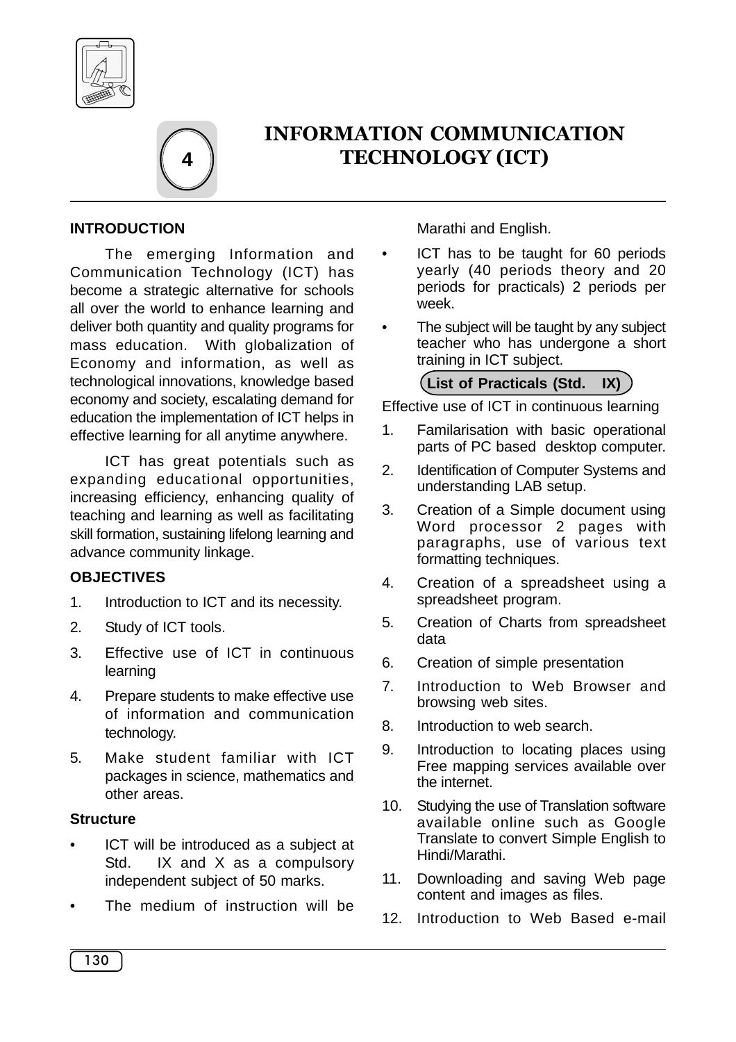# 4 INFORMATION COMMUNICATION TECHNOLOGY (ICT)

## INTRODUCTION

The emerging Information and Communication Technology (ICT) has become a strategic alternative for schools all over the world to enhance learning and deliver both quantity and quality programs for mass education. With globalization of Economy and information, as well as technological innovations, knowledge based economy and society, escalating demand for education the implementation of ICT helps in effective learning for all anytime anywhere.

ICT has great potentials such as expanding educational opportunities, increasing efficiency, enhancing quality of teaching and learning as well as facilitating skill formation, sustaining lifelong learning and advance community linkage.

## OBJECTIVES

1. Introduction to ICT and its necessity.
2. Study of ICT tools.
3. Effective use of ICT in continuous learning
4. Prepare students to make effective use of information and communication technology.
5. Make student familiar with ICT packages in science, mathematics and other areas.

### Structure

- ICT will be introduced as a subject at Std. IX and X as a compulsory independent subject of 50 marks.
- The medium of instruction will be Marathi and English.
- ICT has to be taught for 60 periods yearly (40 periods theory and 20 periods for practicals) 2 periods per week.
- The subject will be taught by any subject teacher who has undergone a short training in ICT subject.

### List of Practicals (Std. IX)

Effective use of ICT in continuous learning

1. Familarisation with basic operational parts of PC based desktop computer.
2. Identification of Computer Systems and understanding LAB setup.
3. Creation of a Simple document using Word processor 2 pages with paragraphs, use of various text formatting techniques.
4. Creation of a spreadsheet using a spreadsheet program.
5. Creation of Charts from spreadsheet data
6. Creation of simple presentation
7. Introduction to Web Browser and browsing web sites.
8. Introduction to web search.
9. Introduction to locating places using Free mapping services available over the internet.
10. Studying the use of Translation software available online such as Google Translate to convert Simple English to Hindi/Marathi.
11. Downloading and saving Web page content and images as files.
12. Introduction to Web Based e-mail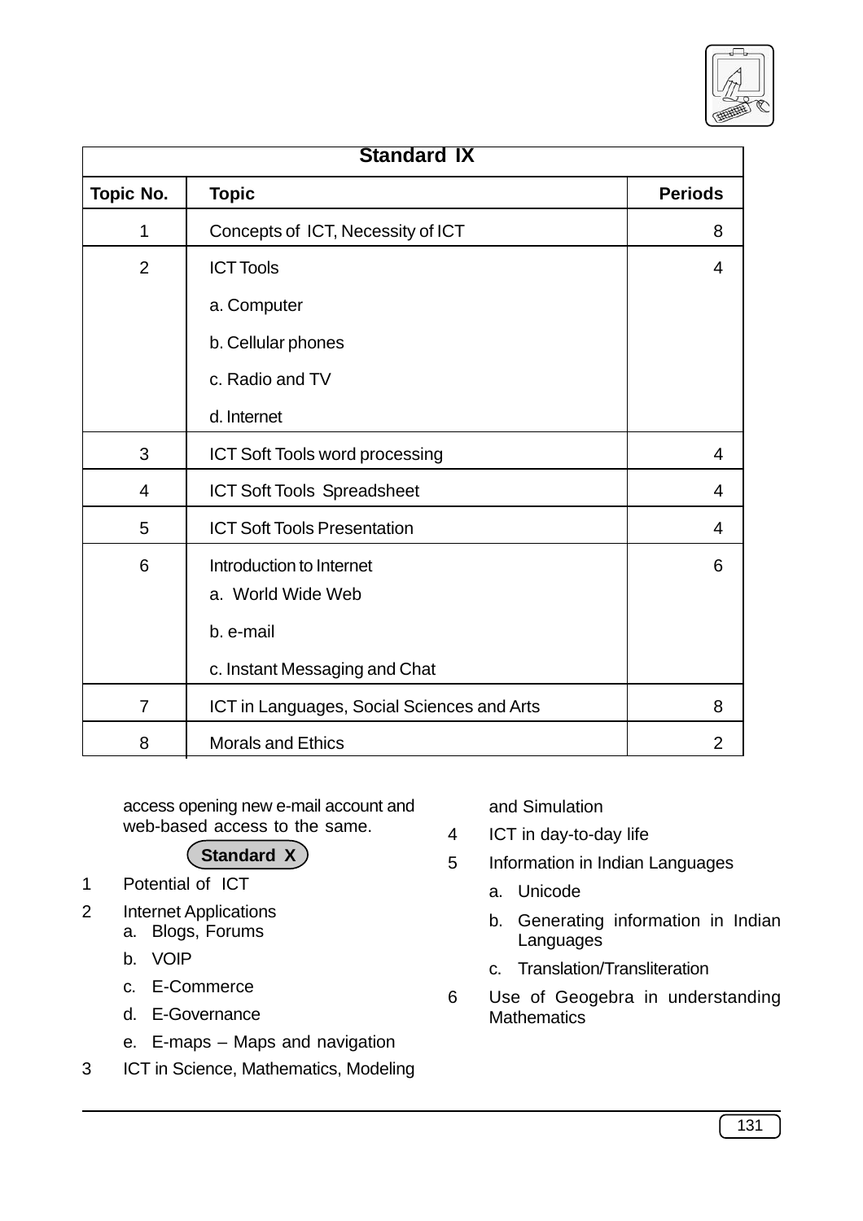| Standard IX | | |
|---|---|---|
| **Topic No.** | **Topic** | **Periods** |
| 1 | Concepts of ICT, Necessity of ICT | 8 |
| 2 | ICT Tools<br>a. Computer<br>b. Cellular phones<br>c. Radio and TV<br>d. Internet | 4 |
| 3 | ICT Soft Tools word processing | 4 |
| 4 | ICT Soft Tools Spreadsheet | 4 |
| 5 | ICT Soft Tools Presentation | 4 |
| 6 | Introduction to Internet<br>a. World Wide Web<br>b. e-mail<br>c. Instant Messaging and Chat | 6 |
| 7 | ICT in Languages, Social Sciences and Arts | 8 |
| 8 | Morals and Ethics | 2 |

access opening new e-mail account and web-based access to the same.

**Standard X**

1. Potential of ICT
2. Internet Applications
   a. Blogs, Forums
   b. VOIP
   c. E-Commerce
   d. E-Governance
   e. E-maps – Maps and navigation
3. ICT in Science, Mathematics, Modeling and Simulation
4. ICT in day-to-day life
5. Information in Indian Languages
   a. Unicode
   b. Generating information in Indian Languages
   c. Translation/Transliteration
6. Use of Geogebra in understanding Mathematics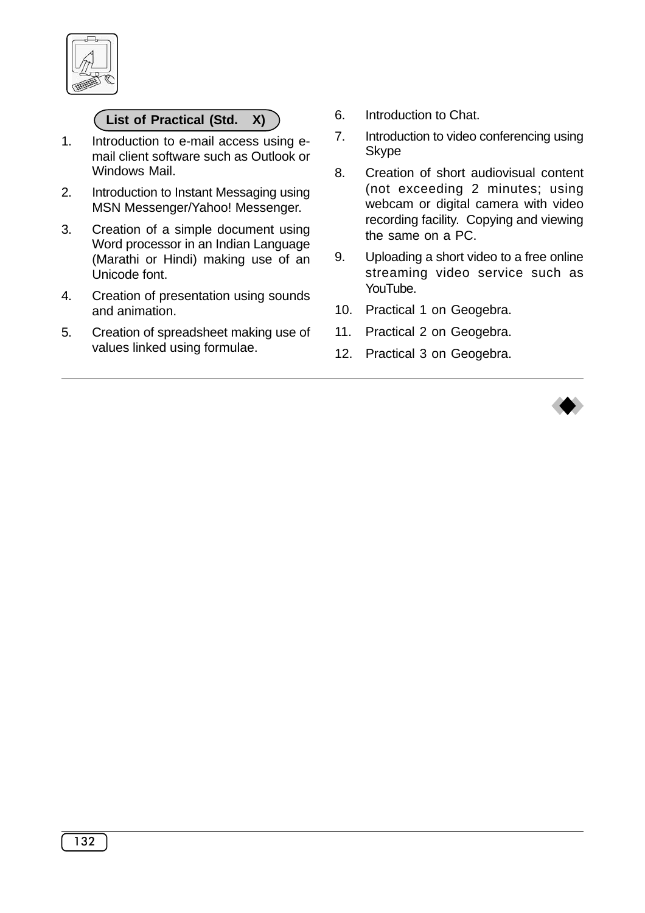## List of Practical (Std. X)

1. Introduction to e-mail access using e-mail client software such as Outlook or Windows Mail.
2. Introduction to Instant Messaging using MSN Messenger/Yahoo! Messenger.
3. Creation of a simple document using Word processor in an Indian Language (Marathi or Hindi) making use of an Unicode font.
4. Creation of presentation using sounds and animation.
5. Creation of spreadsheet making use of values linked using formulae.
6. Introduction to Chat.
7. Introduction to video conferencing using Skype
8. Creation of short audiovisual content (not exceeding 2 minutes; using webcam or digital camera with video recording facility. Copying and viewing the same on a PC.
9. Uploading a short video to a free online streaming video service such as YouTube.
10. Practical 1 on Geogebra.
11. Practical 2 on Geogebra.
12. Practical 3 on Geogebra.